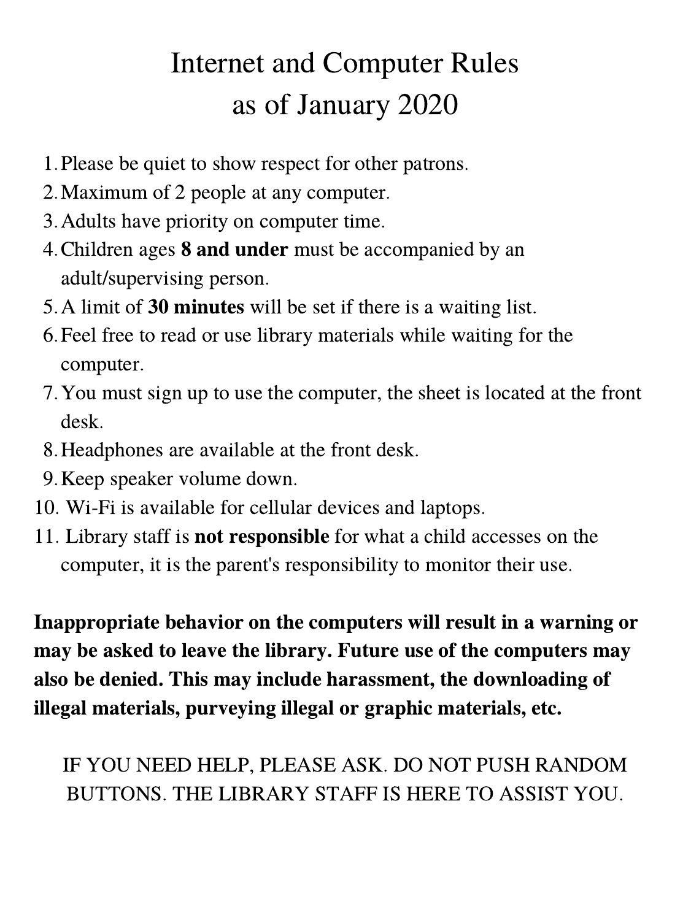# Internet and Computer Rules as of January 2020

1. Please be quiet to show respect for other patrons.
2. Maximum of 2 people at any computer.
3. Adults have priority on computer time.
4. Children ages **8 and under** must be accompanied by an adult/supervising person.
5. A limit of **30 minutes** will be set if there is a waiting list.
6. Feel free to read or use library materials while waiting for the computer.
7. You must sign up to use the computer, the sheet is located at the front desk.
8. Headphones are available at the front desk.
9. Keep speaker volume down.
10. Wi-Fi is available for cellular devices and laptops.
11. Library staff is **not responsible** for what a child accesses on the computer, it is the parent's responsibility to monitor their use.

**Inappropriate behavior on the computers will result in a warning or may be asked to leave the library. Future use of the computers may also be denied. This may include harassment, the downloading of illegal materials, purveying illegal or graphic materials, etc.**

IF YOU NEED HELP, PLEASE ASK. DO NOT PUSH RANDOM BUTTONS. THE LIBRARY STAFF IS HERE TO ASSIST YOU.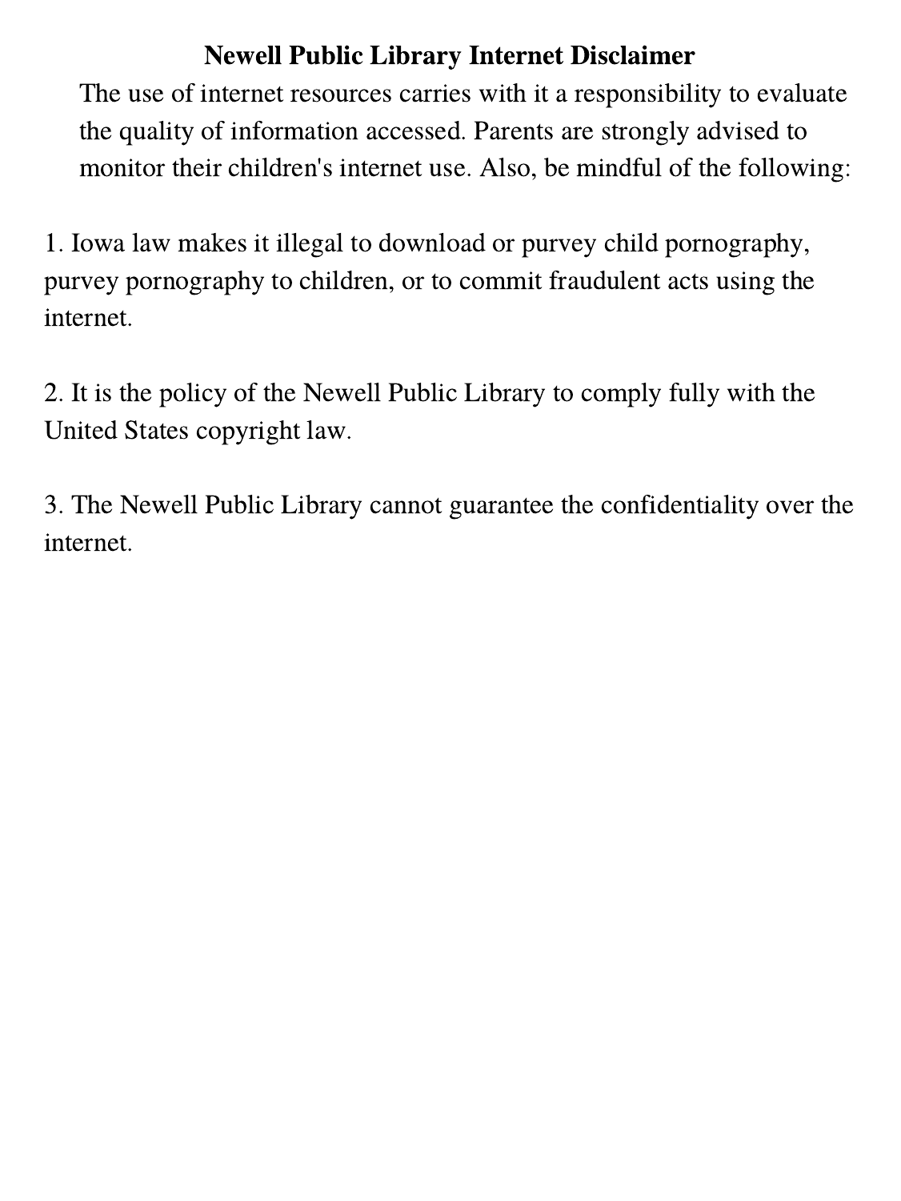# Newell Public Library Internet Disclaimer

The use of internet resources carries with it a responsibility to evaluate the quality of information accessed. Parents are strongly advised to monitor their children's internet use. Also, be mindful of the following:

1. Iowa law makes it illegal to download or purvey child pornography, purvey pornography to children, or to commit fraudulent acts using the internet.

2. It is the policy of the Newell Public Library to comply fully with the United States copyright law.

3. The Newell Public Library cannot guarantee the confidentiality over the internet.